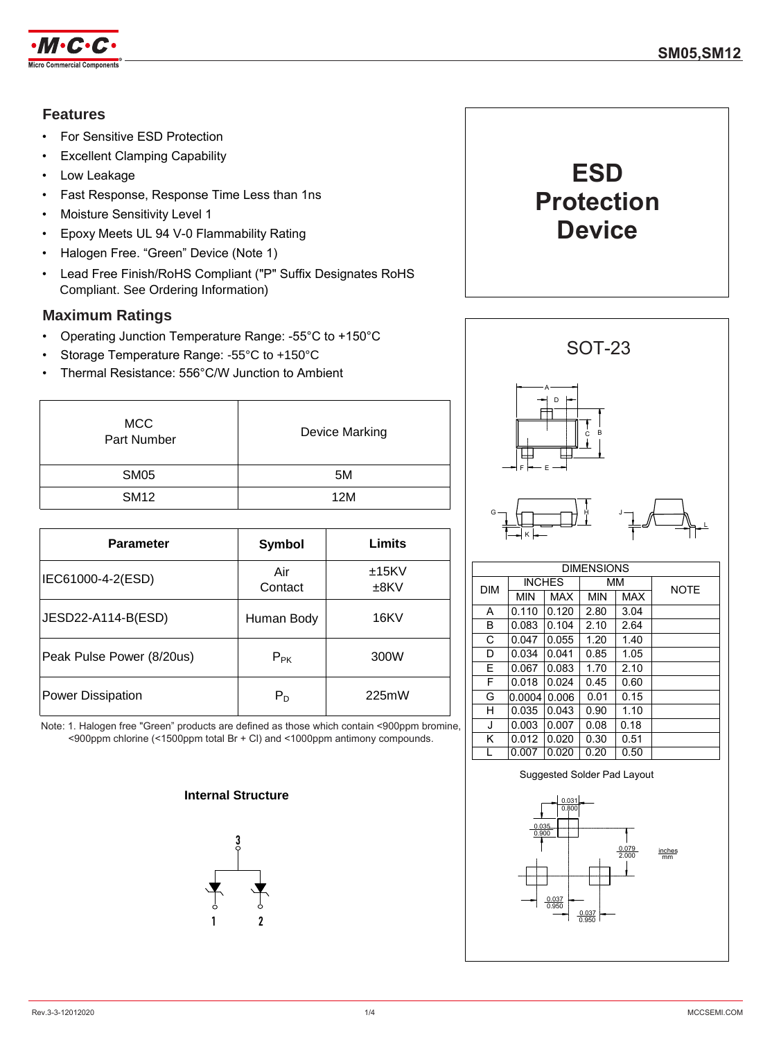# SM05,SM12

## Features

- For Sensitive ESD Protection
- Excellent Clamping Capability
- Low Leakage
- Fast Response, Response Time Less than 1ns
- Moisture Sensitivity Level 1
- Epoxy Meets UL 94 V-0 Flammability Rating
- Halogen Free. "Green" Device (Note 1)
- Lead Free Finish/RoHS Compliant ("P" Suffix Designates RoHS Compliant. See Ordering Information)

## ESD Protection Device

## Maximum Ratings

- Operating Junction Temperature Range: -55°C to +150°C
- Storage Temperature Range: -55°C to +150°C
- Thermal Resistance: 556°C/W Junction to Ambient

| MCC Part Number | Device Marking |
|---|---|
| SM05 | 5M |
| SM12 | 12M |

| Parameter | Symbol | Limits |
|---|---|---|
| IEC61000-4-2(ESD) | Air Contact | ±15KV ±8KV |
| JESD22-A114-B(ESD) | Human Body | 16KV |
| Peak Pulse Power (8/20us) | $P_{PK}$ | 300W |
| Power Dissipation | $P_D$ | 225mW |

Note: 1. Halogen free "Green" products are defined as those which contain <900ppm bromine, <900ppm chlorine (<1500ppm total Br + Cl) and <1000ppm antimony compounds.

### Internal Structure

### SOT-23

| DIM | INCHES MIN | INCHES MAX | MM MIN | MM MAX | NOTE |
|---|---|---|---|---|---|
| A | 0.110 | 0.120 | 2.80 | 3.04 | |
| B | 0.083 | 0.104 | 2.10 | 2.64 | |
| C | 0.047 | 0.055 | 1.20 | 1.40 | |
| D | 0.034 | 0.041 | 0.85 | 1.05 | |
| E | 0.067 | 0.083 | 1.70 | 2.10 | |
| F | 0.018 | 0.024 | 0.45 | 0.60 | |
| G | 0.0004 | 0.006 | 0.01 | 0.15 | |
| H | 0.035 | 0.043 | 0.90 | 1.10 | |
| J | 0.003 | 0.007 | 0.08 | 0.18 | |
| K | 0.012 | 0.020 | 0.30 | 0.51 | |
| L | 0.007 | 0.020 | 0.20 | 0.50 | |

Suggested Solder Pad Layout

Rev.3-3-12012020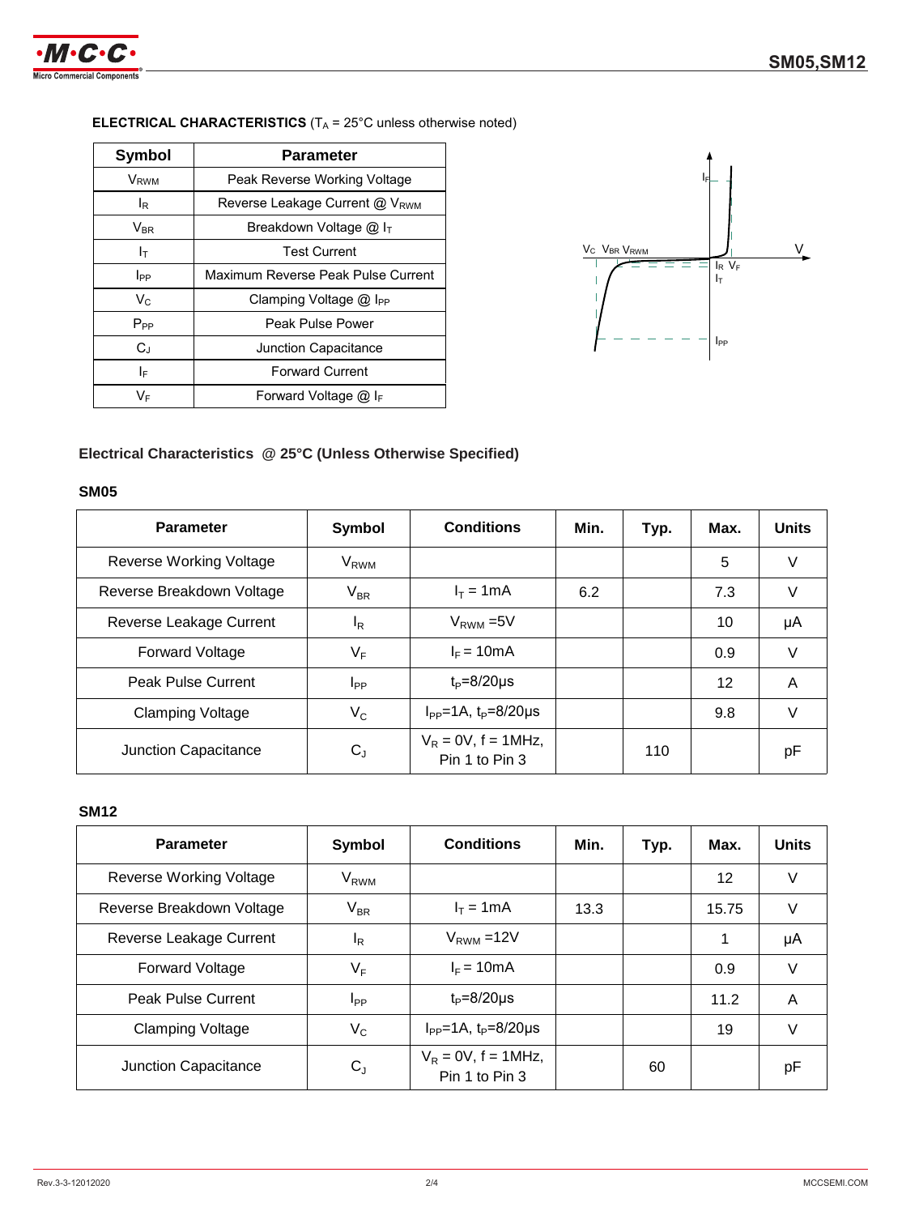**ELECTRICAL CHARACTERISTICS** ($T_A$ = 25°C unless otherwise noted)

| Symbol | Parameter |
|---|---|
| $V_{RWM}$ | Peak Reverse Working Voltage |
| $I_R$ | Reverse Leakage Current @ $V_{RWM}$ |
| $V_{BR}$ | Breakdown Voltage @ $I_T$ |
| $I_T$ | Test Current |
| $I_{PP}$ | Maximum Reverse Peak Pulse Current |
| $V_C$ | Clamping Voltage @ $I_{PP}$ |
| $P_{PP}$ | Peak Pulse Power |
| $C_J$ | Junction Capacitance |
| $I_F$ | Forward Current |
| $V_F$ | Forward Voltage @ $I_F$ |

### Electrical Characteristics @ 25°C (Unless Otherwise Specified)

**SM05**

| Parameter | Symbol | Conditions | Min. | Typ. | Max. | Units |
|---|---|---|---|---|---|---|
| Reverse Working Voltage | $V_{RWM}$ | | | | 5 | V |
| Reverse Breakdown Voltage | $V_{BR}$ | $I_T$ = 1mA | 6.2 | | 7.3 | V |
| Reverse Leakage Current | $I_R$ | $V_{RWM}$ =5V | | | 10 | μA |
| Forward Voltage | $V_F$ | $I_F$ = 10mA | | | 0.9 | V |
| Peak Pulse Current | $I_{PP}$ | $t_P$=8/20μs | | | 12 | A |
| Clamping Voltage | $V_C$ | $I_{PP}$=1A, $t_P$=8/20μs | | | 9.8 | V |
| Junction Capacitance | $C_J$ | $V_R$ = 0V, f = 1MHz, Pin 1 to Pin 3 | | 110 | | pF |

**SM12**

| Parameter | Symbol | Conditions | Min. | Typ. | Max. | Units |
|---|---|---|---|---|---|---|
| Reverse Working Voltage | $V_{RWM}$ | | | | 12 | V |
| Reverse Breakdown Voltage | $V_{BR}$ | $I_T$ = 1mA | 13.3 | | 15.75 | V |
| Reverse Leakage Current | $I_R$ | $V_{RWM}$ =12V | | | 1 | μA |
| Forward Voltage | $V_F$ | $I_F$ = 10mA | | | 0.9 | V |
| Peak Pulse Current | $I_{PP}$ | $t_P$=8/20μs | | | 11.2 | A |
| Clamping Voltage | $V_C$ | $I_{PP}$=1A, $t_P$=8/20μs | | | 19 | V |
| Junction Capacitance | $C_J$ | $V_R$ = 0V, f = 1MHz, Pin 1 to Pin 3 | | 60 | | pF |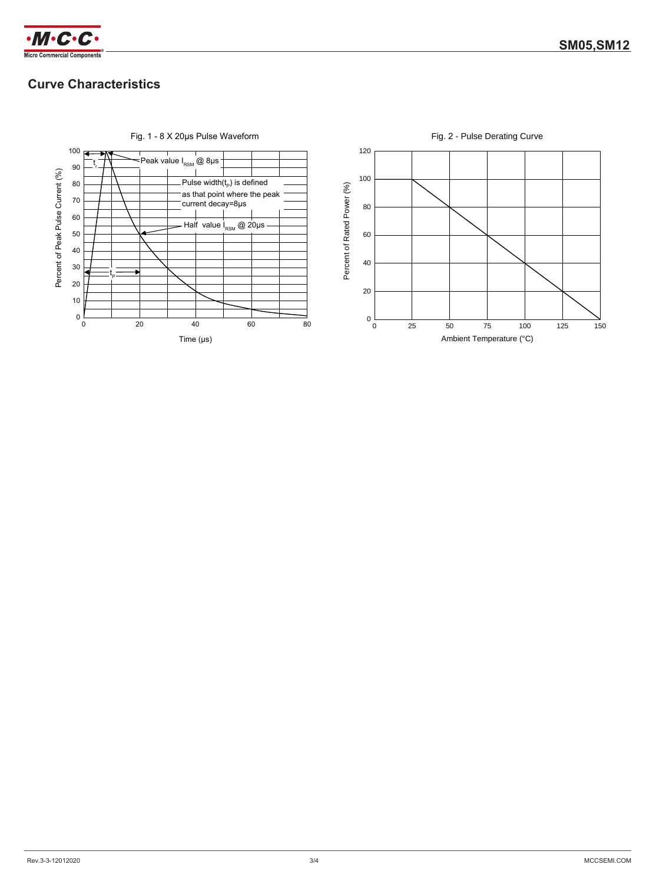## Curve Characteristics

Fig. 1 - 8 X 20μs Pulse Waveform

Peak value $I_{RSM}$ @ 8μs

Pulse width($t_p$) is defined as that point where the peak current decay=8μs

Half value $I_{RSM}$ @ 20μs

$t_r$

$t_p$

Percent of Peak Pulse Current (%)

Time (μs)

Fig. 2 - Pulse Derating Curve

Percent of Rated Power (%)

Ambient Temperature (°C)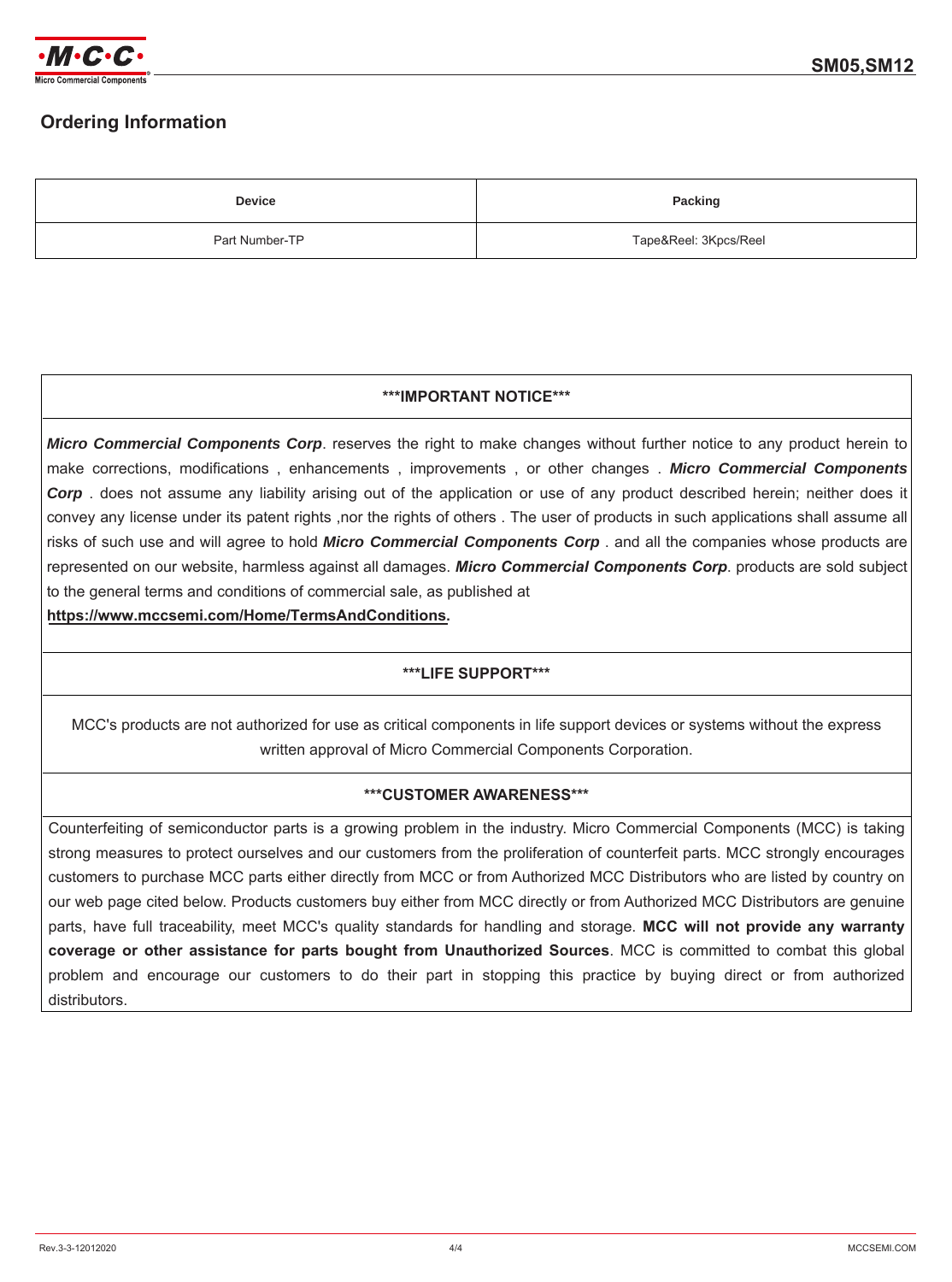## Ordering Information

| Device | Packing |
|---|---|
| Part Number-TP | Tape&Reel: 3Kpcs/Reel |

**\*\*\*IMPORTANT NOTICE\*\*\***

***Micro Commercial Components Corp***. reserves the right to make changes without further notice to any product herein to make corrections, modifications , enhancements , improvements , or other changes . ***Micro Commercial Components Corp*** . does not assume any liability arising out of the application or use of any product described herein; neither does it convey any license under its patent rights ,nor the rights of others . The user of products in such applications shall assume all risks of such use and will agree to hold ***Micro Commercial Components Corp*** . and all the companies whose products are represented on our website, harmless against all damages. ***Micro Commercial Components Corp***. products are sold subject to the general terms and conditions of commercial sale, as published at
**https://www.mccsemi.com/Home/TermsAndConditions.**

**\*\*\*LIFE SUPPORT\*\*\***

MCC's products are not authorized for use as critical components in life support devices or systems without the express written approval of Micro Commercial Components Corporation.

**\*\*\*CUSTOMER AWARENESS\*\*\***

Counterfeiting of semiconductor parts is a growing problem in the industry. Micro Commercial Components (MCC) is taking strong measures to protect ourselves and our customers from the proliferation of counterfeit parts. MCC strongly encourages customers to purchase MCC parts either directly from MCC or from Authorized MCC Distributors who are listed by country on our web page cited below. Products customers buy either from MCC directly or from Authorized MCC Distributors are genuine parts, have full traceability, meet MCC's quality standards for handling and storage. **MCC will not provide any warranty coverage or other assistance for parts bought from Unauthorized Sources**. MCC is committed to combat this global problem and encourage our customers to do their part in stopping this practice by buying direct or from authorized distributors.